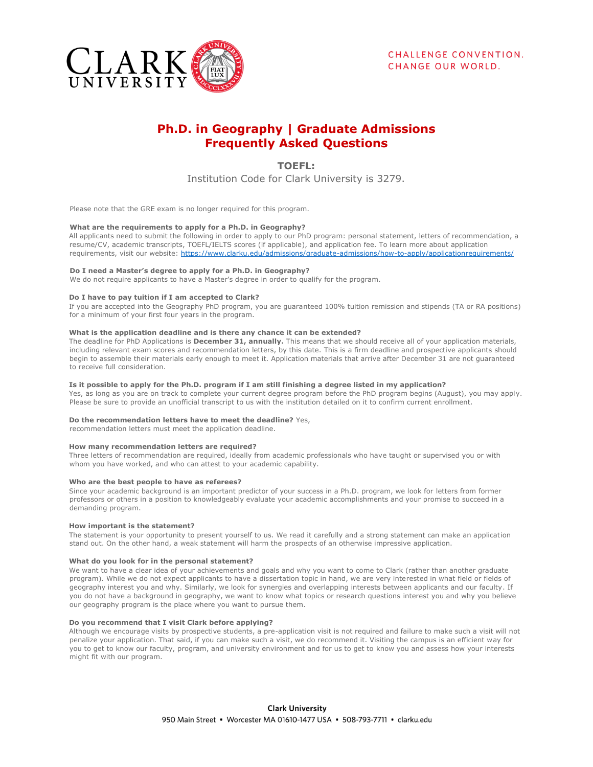# Ph.D. in Geography | Graduate Admissions Frequently Asked Questions

## TOEFL:

Institution Code for Clark University is 3279.

Please note that the GRE exam is no longer required for this program.

**What are the requirements to apply for a Ph.D. in Geography?**
All applicants need to submit the following in order to apply to our PhD program: personal statement, letters of recommendation, a resume/CV, academic transcripts, TOEFL/IELTS scores (if applicable), and application fee. To learn more about application requirements, visit our website: https://www.clarku.edu/admissions/graduate-admissions/how-to-apply/applicationrequirements/

**Do I need a Master's degree to apply for a Ph.D. in Geography?**
We do not require applicants to have a Master's degree in order to qualify for the program.

**Do I have to pay tuition if I am accepted to Clark?**
If you are accepted into the Geography PhD program, you are guaranteed 100% tuition remission and stipends (TA or RA positions) for a minimum of your first four years in the program.

**What is the application deadline and is there any chance it can be extended?**
The deadline for PhD Applications is **December 31, annually.** This means that we should receive all of your application materials, including relevant exam scores and recommendation letters, by this date. This is a firm deadline and prospective applicants should begin to assemble their materials early enough to meet it. Application materials that arrive after December 31 are not guaranteed to receive full consideration.

**Is it possible to apply for the Ph.D. program if I am still finishing a degree listed in my application?**
Yes, as long as you are on track to complete your current degree program before the PhD program begins (August), you may apply. Please be sure to provide an unofficial transcript to us with the institution detailed on it to confirm current enrollment.

**Do the recommendation letters have to meet the deadline?** Yes, recommendation letters must meet the application deadline.

**How many recommendation letters are required?**
Three letters of recommendation are required, ideally from academic professionals who have taught or supervised you or with whom you have worked, and who can attest to your academic capability.

**Who are the best people to have as referees?**
Since your academic background is an important predictor of your success in a Ph.D. program, we look for letters from former professors or others in a position to knowledgeably evaluate your academic accomplishments and your promise to succeed in a demanding program.

**How important is the statement?**
The statement is your opportunity to present yourself to us. We read it carefully and a strong statement can make an application stand out. On the other hand, a weak statement will harm the prospects of an otherwise impressive application.

**What do you look for in the personal statement?**
We want to have a clear idea of your achievements and goals and why you want to come to Clark (rather than another graduate program). While we do not expect applicants to have a dissertation topic in hand, we are very interested in what field or fields of geography interest you and why. Similarly, we look for synergies and overlapping interests between applicants and our faculty. If you do not have a background in geography, we want to know what topics or research questions interest you and why you believe our geography program is the place where you want to pursue them.

**Do you recommend that I visit Clark before applying?**
Although we encourage visits by prospective students, a pre-application visit is not required and failure to make such a visit will not penalize your application. That said, if you can make such a visit, we do recommend it. Visiting the campus is an efficient way for you to get to know our faculty, program, and university environment and for us to get to know you and assess how your interests might fit with our program.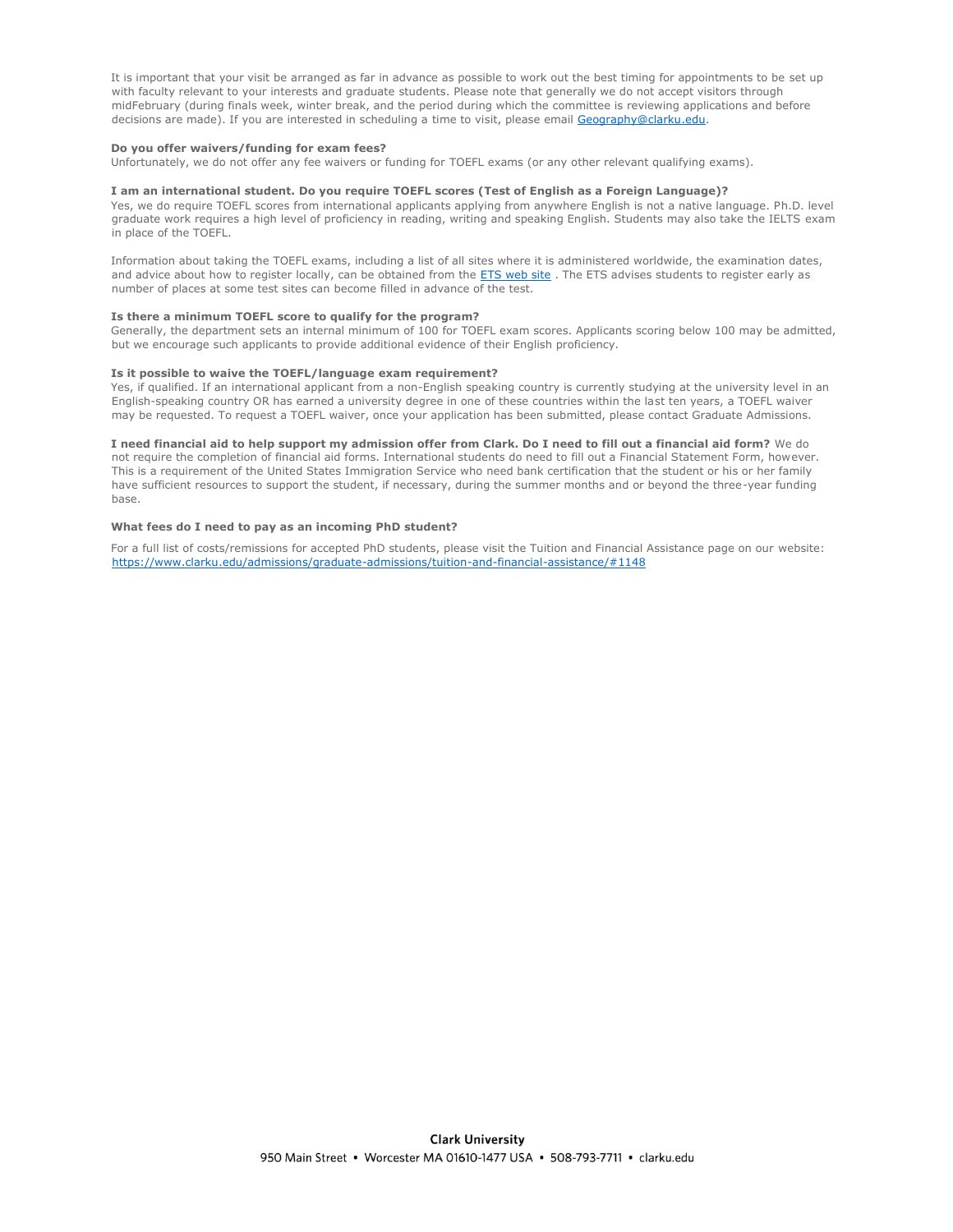It is important that your visit be arranged as far in advance as possible to work out the best timing for appointments to be set up with faculty relevant to your interests and graduate students. Please note that generally we do not accept visitors through midFebruary (during finals week, winter break, and the period during which the committee is reviewing applications and before decisions are made). If you are interested in scheduling a time to visit, please email [Geography@clarku.edu](mailto:Geography@clarku.edu).

**Do you offer waivers/funding for exam fees?**
Unfortunately, we do not offer any fee waivers or funding for TOEFL exams (or any other relevant qualifying exams).

**I am an international student. Do you require TOEFL scores (Test of English as a Foreign Language)?**
Yes, we do require TOEFL scores from international applicants applying from anywhere English is not a native language. Ph.D. level graduate work requires a high level of proficiency in reading, writing and speaking English. Students may also take the IELTS exam in place of the TOEFL.

Information about taking the TOEFL exams, including a list of all sites where it is administered worldwide, the examination dates, and advice about how to register locally, can be obtained from the ETS web site . The ETS advises students to register early as number of places at some test sites can become filled in advance of the test.

**Is there a minimum TOEFL score to qualify for the program?**
Generally, the department sets an internal minimum of 100 for TOEFL exam scores. Applicants scoring below 100 may be admitted, but we encourage such applicants to provide additional evidence of their English proficiency.

**Is it possible to waive the TOEFL/language exam requirement?**
Yes, if qualified. If an international applicant from a non-English speaking country is currently studying at the university level in an English-speaking country OR has earned a university degree in one of these countries within the last ten years, a TOEFL waiver may be requested. To request a TOEFL waiver, once your application has been submitted, please contact Graduate Admissions.

**I need financial aid to help support my admission offer from Clark. Do I need to fill out a financial aid form?** We do not require the completion of financial aid forms. International students do need to fill out a Financial Statement Form, however. This is a requirement of the United States Immigration Service who need bank certification that the student or his or her family have sufficient resources to support the student, if necessary, during the summer months and or beyond the three-year funding base.

**What fees do I need to pay as an incoming PhD student?**

For a full list of costs/remissions for accepted PhD students, please visit the Tuition and Financial Assistance page on our website: https://www.clarku.edu/admissions/graduate-admissions/tuition-and-financial-assistance/#1148